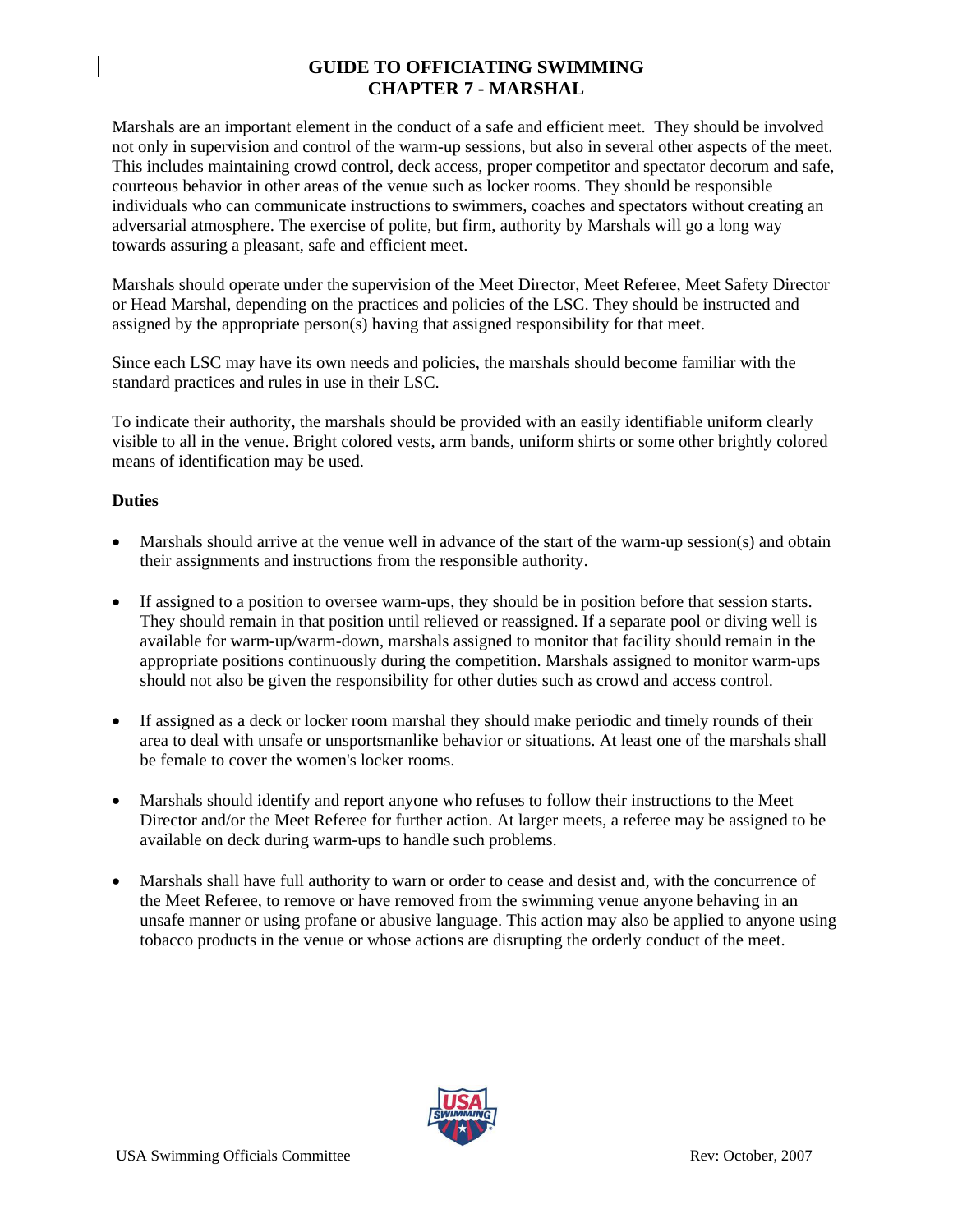# GUIDE TO OFFICIATING SWIMMING
## CHAPTER 7 - MARSHAL

Marshals are an important element in the conduct of a safe and efficient meet. They should be involved not only in supervision and control of the warm-up sessions, but also in several other aspects of the meet. This includes maintaining crowd control, deck access, proper competitor and spectator decorum and safe, courteous behavior in other areas of the venue such as locker rooms. They should be responsible individuals who can communicate instructions to swimmers, coaches and spectators without creating an adversarial atmosphere. The exercise of polite, but firm, authority by Marshals will go a long way towards assuring a pleasant, safe and efficient meet.

Marshals should operate under the supervision of the Meet Director, Meet Referee, Meet Safety Director or Head Marshal, depending on the practices and policies of the LSC. They should be instructed and assigned by the appropriate person(s) having that assigned responsibility for that meet.

Since each LSC may have its own needs and policies, the marshals should become familiar with the standard practices and rules in use in their LSC.

To indicate their authority, the marshals should be provided with an easily identifiable uniform clearly visible to all in the venue. Bright colored vests, arm bands, uniform shirts or some other brightly colored means of identification may be used.

**Duties**

- Marshals should arrive at the venue well in advance of the start of the warm-up session(s) and obtain their assignments and instructions from the responsible authority.

- If assigned to a position to oversee warm-ups, they should be in position before that session starts. They should remain in that position until relieved or reassigned. If a separate pool or diving well is available for warm-up/warm-down, marshals assigned to monitor that facility should remain in the appropriate positions continuously during the competition. Marshals assigned to monitor warm-ups should not also be given the responsibility for other duties such as crowd and access control.

- If assigned as a deck or locker room marshal they should make periodic and timely rounds of their area to deal with unsafe or unsportsmanlike behavior or situations. At least one of the marshals shall be female to cover the women's locker rooms.

- Marshals should identify and report anyone who refuses to follow their instructions to the Meet Director and/or the Meet Referee for further action. At larger meets, a referee may be assigned to be available on deck during warm-ups to handle such problems.

- Marshals shall have full authority to warn or order to cease and desist and, with the concurrence of the Meet Referee, to remove or have removed from the swimming venue anyone behaving in an unsafe manner or using profane or abusive language. This action may also be applied to anyone using tobacco products in the venue or whose actions are disrupting the orderly conduct of the meet.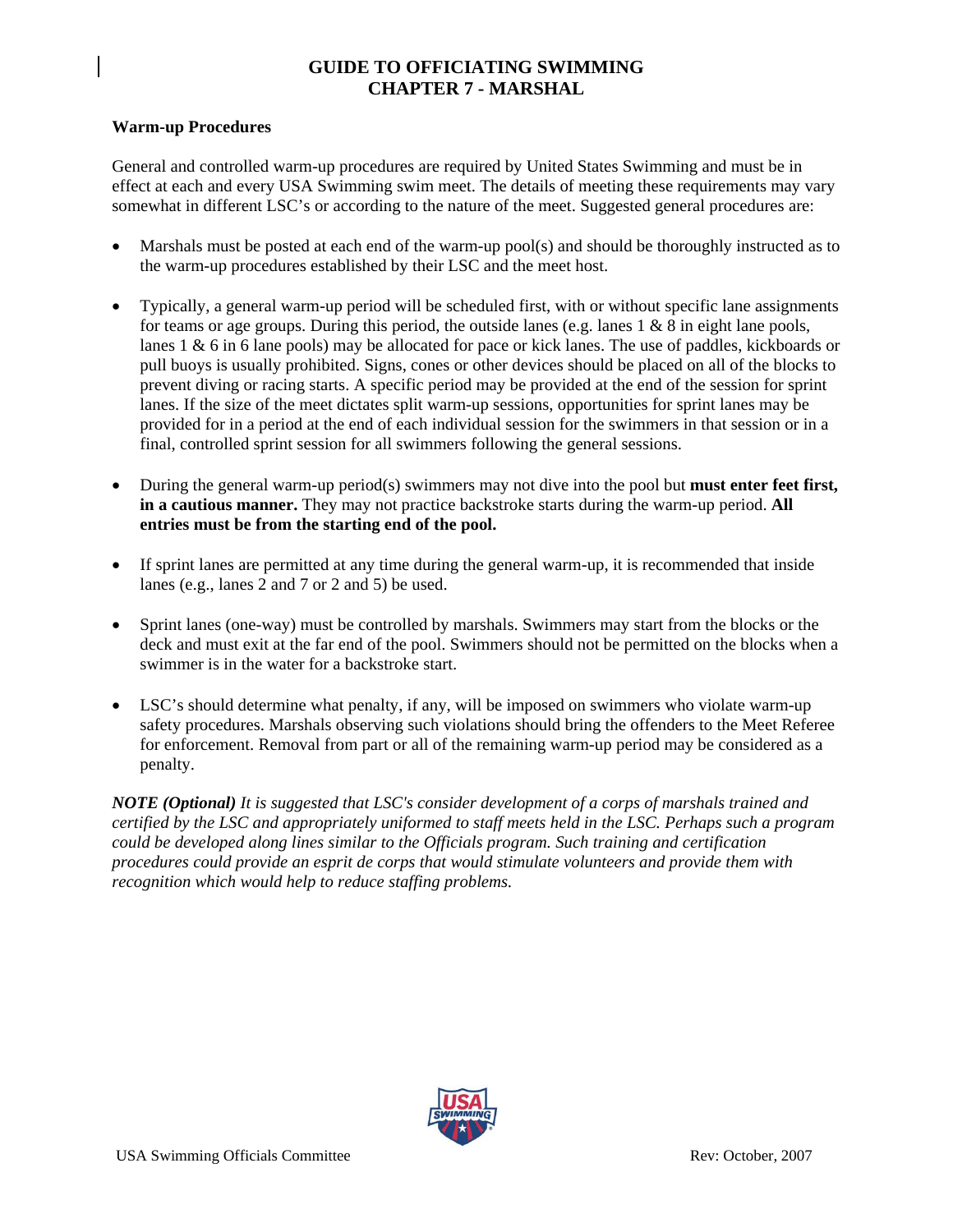# GUIDE TO OFFICIATING SWIMMING
## CHAPTER 7 - MARSHAL

**Warm-up Procedures**

General and controlled warm-up procedures are required by United States Swimming and must be in effect at each and every USA Swimming swim meet. The details of meeting these requirements may vary somewhat in different LSC's or according to the nature of the meet. Suggested general procedures are:

- Marshals must be posted at each end of the warm-up pool(s) and should be thoroughly instructed as to the warm-up procedures established by their LSC and the meet host.

- Typically, a general warm-up period will be scheduled first, with or without specific lane assignments for teams or age groups. During this period, the outside lanes (e.g. lanes 1 & 8 in eight lane pools, lanes 1 & 6 in 6 lane pools) may be allocated for pace or kick lanes. The use of paddles, kickboards or pull buoys is usually prohibited. Signs, cones or other devices should be placed on all of the blocks to prevent diving or racing starts. A specific period may be provided at the end of the session for sprint lanes. If the size of the meet dictates split warm-up sessions, opportunities for sprint lanes may be provided for in a period at the end of each individual session for the swimmers in that session or in a final, controlled sprint session for all swimmers following the general sessions.

- During the general warm-up period(s) swimmers may not dive into the pool but **must enter feet first, in a cautious manner.** They may not practice backstroke starts during the warm-up period. **All entries must be from the starting end of the pool.**

- If sprint lanes are permitted at any time during the general warm-up, it is recommended that inside lanes (e.g., lanes 2 and 7 or 2 and 5) be used.

- Sprint lanes (one-way) must be controlled by marshals. Swimmers may start from the blocks or the deck and must exit at the far end of the pool. Swimmers should not be permitted on the blocks when a swimmer is in the water for a backstroke start.

- LSC's should determine what penalty, if any, will be imposed on swimmers who violate warm-up safety procedures. Marshals observing such violations should bring the offenders to the Meet Referee for enforcement. Removal from part or all of the remaining warm-up period may be considered as a penalty.

***NOTE (Optional)*** *It is suggested that LSC's consider development of a corps of marshals trained and certified by the LSC and appropriately uniformed to staff meets held in the LSC. Perhaps such a program could be developed along lines similar to the Officials program. Such training and certification procedures could provide an esprit de corps that would stimulate volunteers and provide them with recognition which would help to reduce staffing problems.*